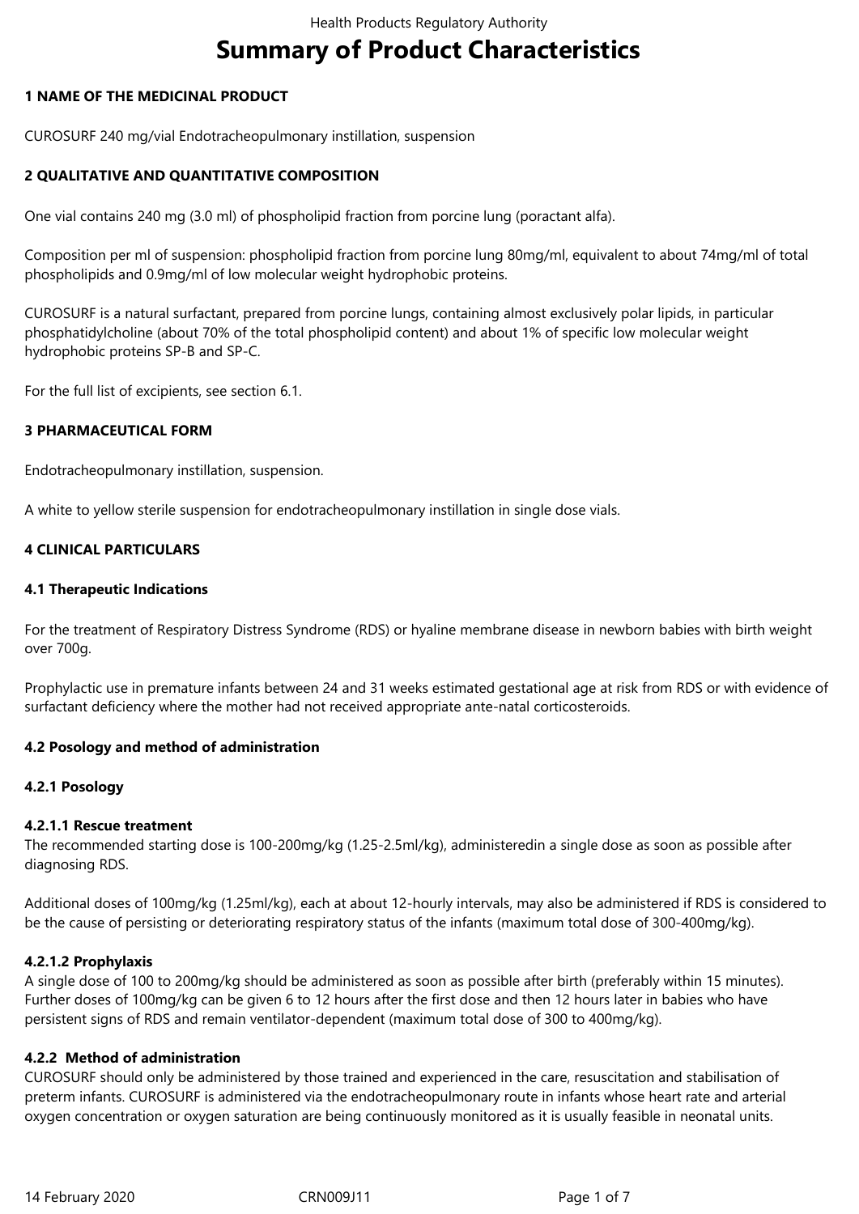# Summary of Product Characteristics

## 1 NAME OF THE MEDICINAL PRODUCT

CUROSURF 240 mg/vial Endotracheopulmonary instillation, suspension

## 2 QUALITATIVE AND QUANTITATIVE COMPOSITION

One vial contains 240 mg (3.0 ml) of phospholipid fraction from porcine lung (poractant alfa).

Composition per ml of suspension: phospholipid fraction from porcine lung 80mg/ml, equivalent to about 74mg/ml of total phospholipids and 0.9mg/ml of low molecular weight hydrophobic proteins.

CUROSURF is a natural surfactant, prepared from porcine lungs, containing almost exclusively polar lipids, in particular phosphatidylcholine (about 70% of the total phospholipid content) and about 1% of specific low molecular weight hydrophobic proteins SP-B and SP-C.

For the full list of excipients, see section 6.1.

## 3 PHARMACEUTICAL FORM

Endotracheopulmonary instillation, suspension.

A white to yellow sterile suspension for endotracheopulmonary instillation in single dose vials.

## 4 CLINICAL PARTICULARS

### 4.1 Therapeutic Indications

For the treatment of Respiratory Distress Syndrome (RDS) or hyaline membrane disease in newborn babies with birth weight over 700g.

Prophylactic use in premature infants between 24 and 31 weeks estimated gestational age at risk from RDS or with evidence of surfactant deficiency where the mother had not received appropriate ante-natal corticosteroids.

### 4.2 Posology and method of administration

#### 4.2.1 Posology

#### 4.2.1.1 Rescue treatment

The recommended starting dose is 100-200mg/kg (1.25-2.5ml/kg), administeredin a single dose as soon as possible after diagnosing RDS.

Additional doses of 100mg/kg (1.25ml/kg), each at about 12-hourly intervals, may also be administered if RDS is considered to be the cause of persisting or deteriorating respiratory status of the infants (maximum total dose of 300-400mg/kg).

#### 4.2.1.2 Prophylaxis

A single dose of 100 to 200mg/kg should be administered as soon as possible after birth (preferably within 15 minutes). Further doses of 100mg/kg can be given 6 to 12 hours after the first dose and then 12 hours later in babies who have persistent signs of RDS and remain ventilator-dependent (maximum total dose of 300 to 400mg/kg).

#### 4.2.2 Method of administration

CUROSURF should only be administered by those trained and experienced in the care, resuscitation and stabilisation of preterm infants. CUROSURF is administered via the endotracheopulmonary route in infants whose heart rate and arterial oxygen concentration or oxygen saturation are being continuously monitored as it is usually feasible in neonatal units.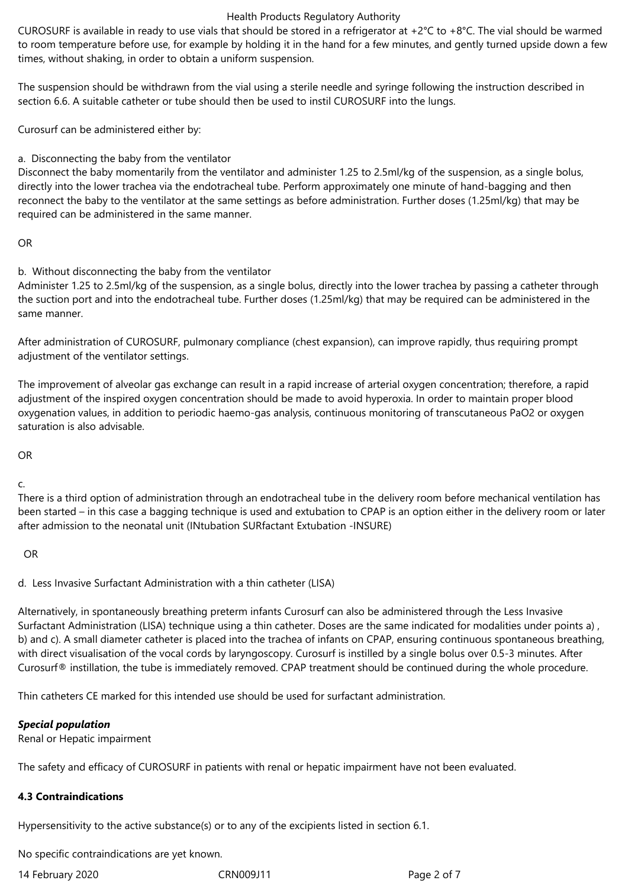CUROSURF is available in ready to use vials that should be stored in a refrigerator at +2°C to +8°C. The vial should be warmed to room temperature before use, for example by holding it in the hand for a few minutes, and gently turned upside down a few times, without shaking, in order to obtain a uniform suspension.

The suspension should be withdrawn from the vial using a sterile needle and syringe following the instruction described in section 6.6. A suitable catheter or tube should then be used to instil CUROSURF into the lungs.

Curosurf can be administered either by:

a. Disconnecting the baby from the ventilator
Disconnect the baby momentarily from the ventilator and administer 1.25 to 2.5ml/kg of the suspension, as a single bolus, directly into the lower trachea via the endotracheal tube. Perform approximately one minute of hand-bagging and then reconnect the baby to the ventilator at the same settings as before administration. Further doses (1.25ml/kg) that may be required can be administered in the same manner.

OR

b. Without disconnecting the baby from the ventilator
Administer 1.25 to 2.5ml/kg of the suspension, as a single bolus, directly into the lower trachea by passing a catheter through the suction port and into the endotracheal tube. Further doses (1.25ml/kg) that may be required can be administered in the same manner.

After administration of CUROSURF, pulmonary compliance (chest expansion), can improve rapidly, thus requiring prompt adjustment of the ventilator settings.

The improvement of alveolar gas exchange can result in a rapid increase of arterial oxygen concentration; therefore, a rapid adjustment of the inspired oxygen concentration should be made to avoid hyperoxia. In order to maintain proper blood oxygenation values, in addition to periodic haemo-gas analysis, continuous monitoring of transcutaneous $PaO_2$ or oxygen saturation is also advisable.

OR

c.
There is a third option of administration through an endotracheal tube in the delivery room before mechanical ventilation has been started – in this case a bagging technique is used and extubation to CPAP is an option either in the delivery room or later after admission to the neonatal unit (INtubation SURfactant Extubation -INSURE)

OR

d. Less Invasive Surfactant Administration with a thin catheter (LISA)

Alternatively, in spontaneously breathing preterm infants Curosurf can also be administered through the Less Invasive Surfactant Administration (LISA) technique using a thin catheter. Doses are the same indicated for modalities under points a) , b) and c). A small diameter catheter is placed into the trachea of infants on CPAP, ensuring continuous spontaneous breathing, with direct visualisation of the vocal cords by laryngoscopy. Curosurf is instilled by a single bolus over 0.5-3 minutes. After Curosurf® instillation, the tube is immediately removed. CPAP treatment should be continued during the whole procedure.

Thin catheters CE marked for this intended use should be used for surfactant administration.

***Special population***
Renal or Hepatic impairment

The safety and efficacy of CUROSURF in patients with renal or hepatic impairment have not been evaluated.

**4.3 Contraindications**

Hypersensitivity to the active substance(s) or to any of the excipients listed in section 6.1.

No specific contraindications are yet known.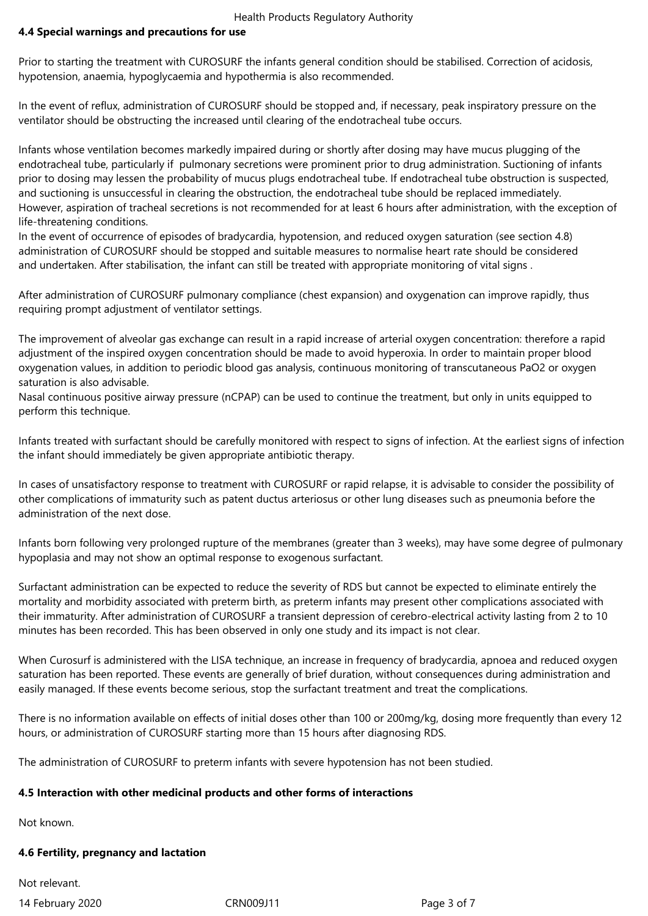## 4.4 Special warnings and precautions for use

Prior to starting the treatment with CUROSURF the infants general condition should be stabilised. Correction of acidosis, hypotension, anaemia, hypoglycaemia and hypothermia is also recommended.

In the event of reflux, administration of CUROSURF should be stopped and, if necessary, peak inspiratory pressure on the ventilator should be obstructing the increased until clearing of the endotracheal tube occurs.

Infants whose ventilation becomes markedly impaired during or shortly after dosing may have mucus plugging of the endotracheal tube, particularly if pulmonary secretions were prominent prior to drug administration. Suctioning of infants prior to dosing may lessen the probability of mucus plugs endotracheal tube. If endotracheal tube obstruction is suspected, and suctioning is unsuccessful in clearing the obstruction, the endotracheal tube should be replaced immediately. However, aspiration of tracheal secretions is not recommended for at least 6 hours after administration, with the exception of life-threatening conditions.
In the event of occurrence of episodes of bradycardia, hypotension, and reduced oxygen saturation (see section 4.8) administration of CUROSURF should be stopped and suitable measures to normalise heart rate should be considered and undertaken. After stabilisation, the infant can still be treated with appropriate monitoring of vital signs .

After administration of CUROSURF pulmonary compliance (chest expansion) and oxygenation can improve rapidly, thus requiring prompt adjustment of ventilator settings.

The improvement of alveolar gas exchange can result in a rapid increase of arterial oxygen concentration: therefore a rapid adjustment of the inspired oxygen concentration should be made to avoid hyperoxia. In order to maintain proper blood oxygenation values, in addition to periodic blood gas analysis, continuous monitoring of transcutaneous $PaO_2$ or oxygen saturation is also advisable.
Nasal continuous positive airway pressure (nCPAP) can be used to continue the treatment, but only in units equipped to perform this technique.

Infants treated with surfactant should be carefully monitored with respect to signs of infection. At the earliest signs of infection the infant should immediately be given appropriate antibiotic therapy.

In cases of unsatisfactory response to treatment with CUROSURF or rapid relapse, it is advisable to consider the possibility of other complications of immaturity such as patent ductus arteriosus or other lung diseases such as pneumonia before the administration of the next dose.

Infants born following very prolonged rupture of the membranes (greater than 3 weeks), may have some degree of pulmonary hypoplasia and may not show an optimal response to exogenous surfactant.

Surfactant administration can be expected to reduce the severity of RDS but cannot be expected to eliminate entirely the mortality and morbidity associated with preterm birth, as preterm infants may present other complications associated with their immaturity. After administration of CUROSURF a transient depression of cerebro-electrical activity lasting from 2 to 10 minutes has been recorded. This has been observed in only one study and its impact is not clear.

When Curosurf is administered with the LISA technique, an increase in frequency of bradycardia, apnoea and reduced oxygen saturation has been reported. These events are generally of brief duration, without consequences during administration and easily managed. If these events become serious, stop the surfactant treatment and treat the complications.

There is no information available on effects of initial doses other than 100 or 200mg/kg, dosing more frequently than every 12 hours, or administration of CUROSURF starting more than 15 hours after diagnosing RDS.

The administration of CUROSURF to preterm infants with severe hypotension has not been studied.

## 4.5 Interaction with other medicinal products and other forms of interactions

Not known.

## 4.6 Fertility, pregnancy and lactation

Not relevant.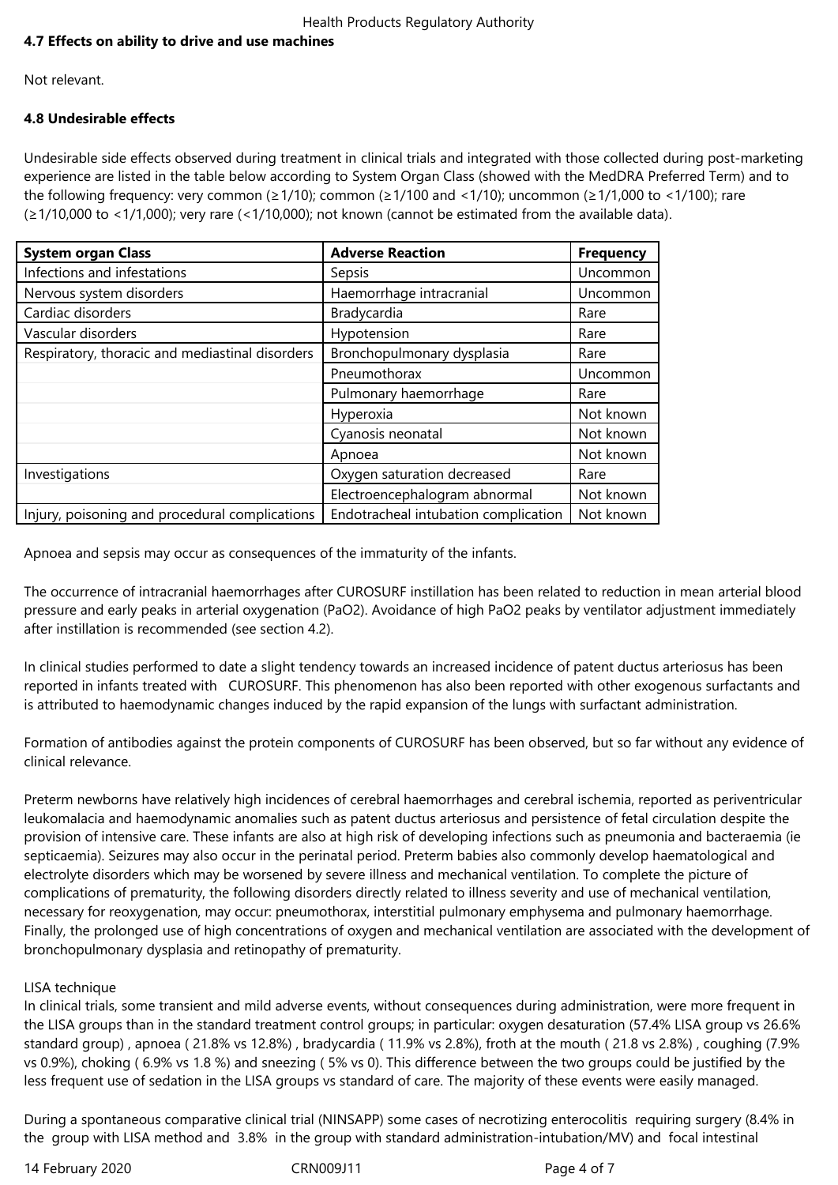**4.7 Effects on ability to drive and use machines**

Not relevant.

**4.8 Undesirable effects**

Undesirable side effects observed during treatment in clinical trials and integrated with those collected during post-marketing experience are listed in the table below according to System Organ Class (showed with the MedDRA Preferred Term) and to the following frequency: very common (≥1/10); common (≥1/100 and <1/10); uncommon (≥1/1,000 to <1/100); rare (≥1/10,000 to <1/1,000); very rare (<1/10,000); not known (cannot be estimated from the available data).

| System organ Class | Adverse Reaction | Frequency |
|---|---|---|
| Infections and infestations | Sepsis | Uncommon |
| Nervous system disorders | Haemorrhage intracranial | Uncommon |
| Cardiac disorders | Bradycardia | Rare |
| Vascular disorders | Hypotension | Rare |
| Respiratory, thoracic and mediastinal disorders | Bronchopulmonary dysplasia | Rare |
| | Pneumothorax | Uncommon |
| | Pulmonary haemorrhage | Rare |
| | Hyperoxia | Not known |
| | Cyanosis neonatal | Not known |
| | Apnoea | Not known |
| Investigations | Oxygen saturation decreased | Rare |
| | Electroencephalogram abnormal | Not known |
| Injury, poisoning and procedural complications | Endotracheal intubation complication | Not known |

Apnoea and sepsis may occur as consequences of the immaturity of the infants.

The occurrence of intracranial haemorrhages after CUROSURF instillation has been related to reduction in mean arterial blood pressure and early peaks in arterial oxygenation (PaO2). Avoidance of high PaO2 peaks by ventilator adjustment immediately after instillation is recommended (see section 4.2).

In clinical studies performed to date a slight tendency towards an increased incidence of patent ductus arteriosus has been reported in infants treated with CUROSURF. This phenomenon has also been reported with other exogenous surfactants and is attributed to haemodynamic changes induced by the rapid expansion of the lungs with surfactant administration.

Formation of antibodies against the protein components of CUROSURF has been observed, but so far without any evidence of clinical relevance.

Preterm newborns have relatively high incidences of cerebral haemorrhages and cerebral ischemia, reported as periventricular leukomalacia and haemodynamic anomalies such as patent ductus arteriosus and persistence of fetal circulation despite the provision of intensive care. These infants are also at high risk of developing infections such as pneumonia and bacteraemia (ie septicaemia). Seizures may also occur in the perinatal period. Preterm babies also commonly develop haematological and electrolyte disorders which may be worsened by severe illness and mechanical ventilation. To complete the picture of complications of prematurity, the following disorders directly related to illness severity and use of mechanical ventilation, necessary for reoxygenation, may occur: pneumothorax, interstitial pulmonary emphysema and pulmonary haemorrhage. Finally, the prolonged use of high concentrations of oxygen and mechanical ventilation are associated with the development of bronchopulmonary dysplasia and retinopathy of prematurity.

LISA technique

In clinical trials, some transient and mild adverse events, without consequences during administration, were more frequent in the LISA groups than in the standard treatment control groups; in particular: oxygen desaturation (57.4% LISA group vs 26.6% standard group) , apnoea ( 21.8% vs 12.8%) , bradycardia ( 11.9% vs 2.8%), froth at the mouth ( 21.8 vs 2.8%) , coughing (7.9% vs 0.9%), choking ( 6.9% vs 1.8 %) and sneezing ( 5% vs 0). This difference between the two groups could be justified by the less frequent use of sedation in the LISA groups vs standard of care. The majority of these events were easily managed.

During a spontaneous comparative clinical trial (NINSAPP) some cases of necrotizing enterocolitis requiring surgery (8.4% in the group with LISA method and 3.8% in the group with standard administration-intubation/MV) and focal intestinal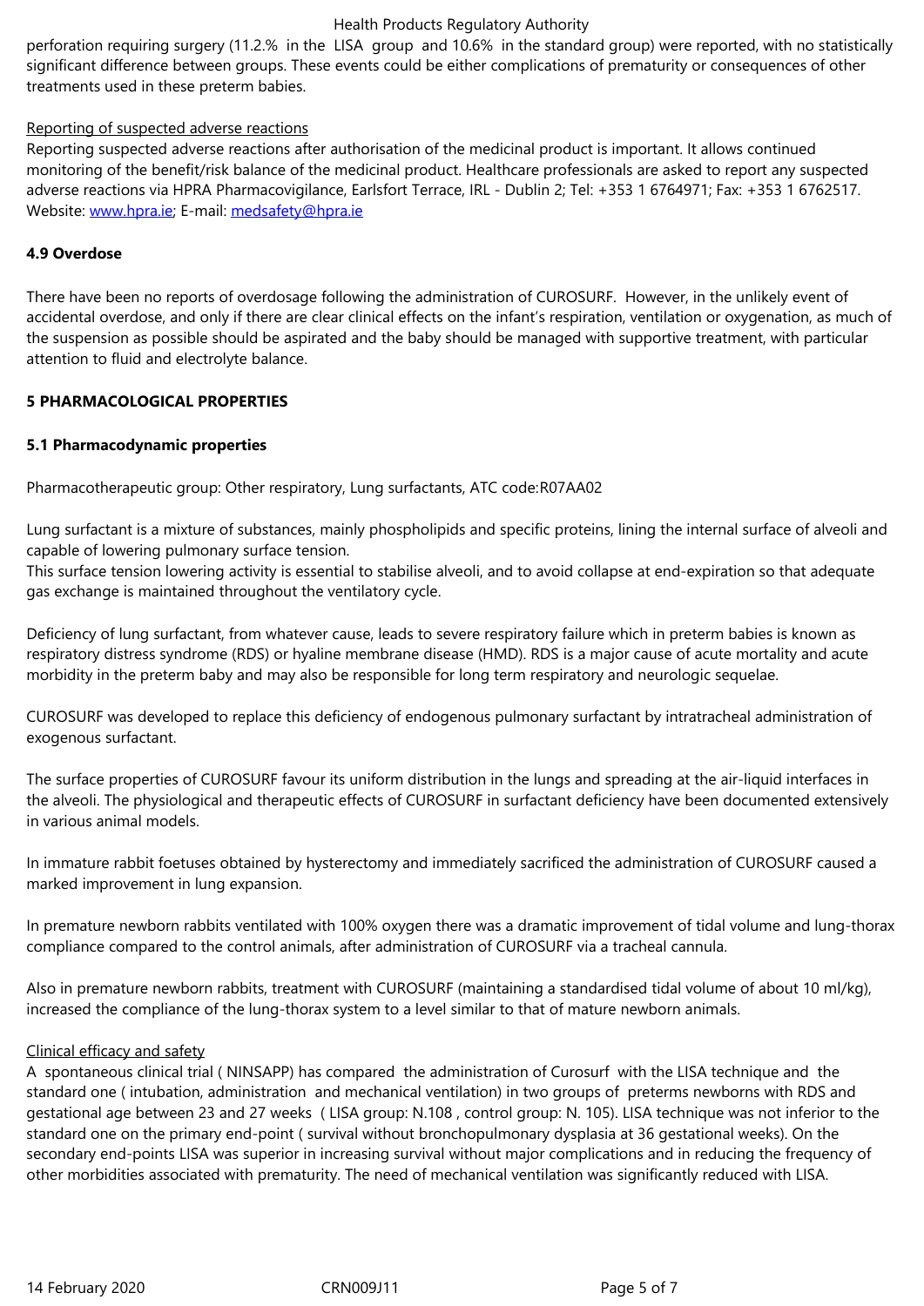perforation requiring surgery (11.2.% in the LISA group and 10.6% in the standard group) were reported, with no statistically significant difference between groups. These events could be either complications of prematurity or consequences of other treatments used in these preterm babies.

Reporting of suspected adverse reactions

Reporting suspected adverse reactions after authorisation of the medicinal product is important. It allows continued monitoring of the benefit/risk balance of the medicinal product. Healthcare professionals are asked to report any suspected adverse reactions via HPRA Pharmacovigilance, Earlsfort Terrace, IRL - Dublin 2; Tel: +353 1 6764971; Fax: +353 1 6762517. Website: www.hpra.ie; E-mail: medsafety@hpra.ie

**4.9 Overdose**

There have been no reports of overdosage following the administration of CUROSURF. However, in the unlikely event of accidental overdose, and only if there are clear clinical effects on the infant's respiration, ventilation or oxygenation, as much of the suspension as possible should be aspirated and the baby should be managed with supportive treatment, with particular attention to fluid and electrolyte balance.

**5 PHARMACOLOGICAL PROPERTIES**

**5.1 Pharmacodynamic properties**

Pharmacotherapeutic group: Other respiratory, Lung surfactants, ATC code:R07AA02

Lung surfactant is a mixture of substances, mainly phospholipids and specific proteins, lining the internal surface of alveoli and capable of lowering pulmonary surface tension.
This surface tension lowering activity is essential to stabilise alveoli, and to avoid collapse at end-expiration so that adequate gas exchange is maintained throughout the ventilatory cycle.

Deficiency of lung surfactant, from whatever cause, leads to severe respiratory failure which in preterm babies is known as respiratory distress syndrome (RDS) or hyaline membrane disease (HMD). RDS is a major cause of acute mortality and acute morbidity in the preterm baby and may also be responsible for long term respiratory and neurologic sequelae.

CUROSURF was developed to replace this deficiency of endogenous pulmonary surfactant by intratracheal administration of exogenous surfactant.

The surface properties of CUROSURF favour its uniform distribution in the lungs and spreading at the air-liquid interfaces in the alveoli. The physiological and therapeutic effects of CUROSURF in surfactant deficiency have been documented extensively in various animal models.

In immature rabbit foetuses obtained by hysterectomy and immediately sacrificed the administration of CUROSURF caused a marked improvement in lung expansion.

In premature newborn rabbits ventilated with 100% oxygen there was a dramatic improvement of tidal volume and lung-thorax compliance compared to the control animals, after administration of CUROSURF via a tracheal cannula.

Also in premature newborn rabbits, treatment with CUROSURF (maintaining a standardised tidal volume of about 10 ml/kg), increased the compliance of the lung-thorax system to a level similar to that of mature newborn animals.

Clinical efficacy and safety

A spontaneous clinical trial ( NINSAPP) has compared the administration of Curosurf with the LISA technique and the standard one ( intubation, administration and mechanical ventilation) in two groups of preterms newborns with RDS and gestational age between 23 and 27 weeks ( LISA group: N.108 , control group: N. 105). LISA technique was not inferior to the standard one on the primary end-point ( survival without bronchopulmonary dysplasia at 36 gestational weeks). On the secondary end-points LISA was superior in increasing survival without major complications and in reducing the frequency of other morbidities associated with prematurity. The need of mechanical ventilation was significantly reduced with LISA.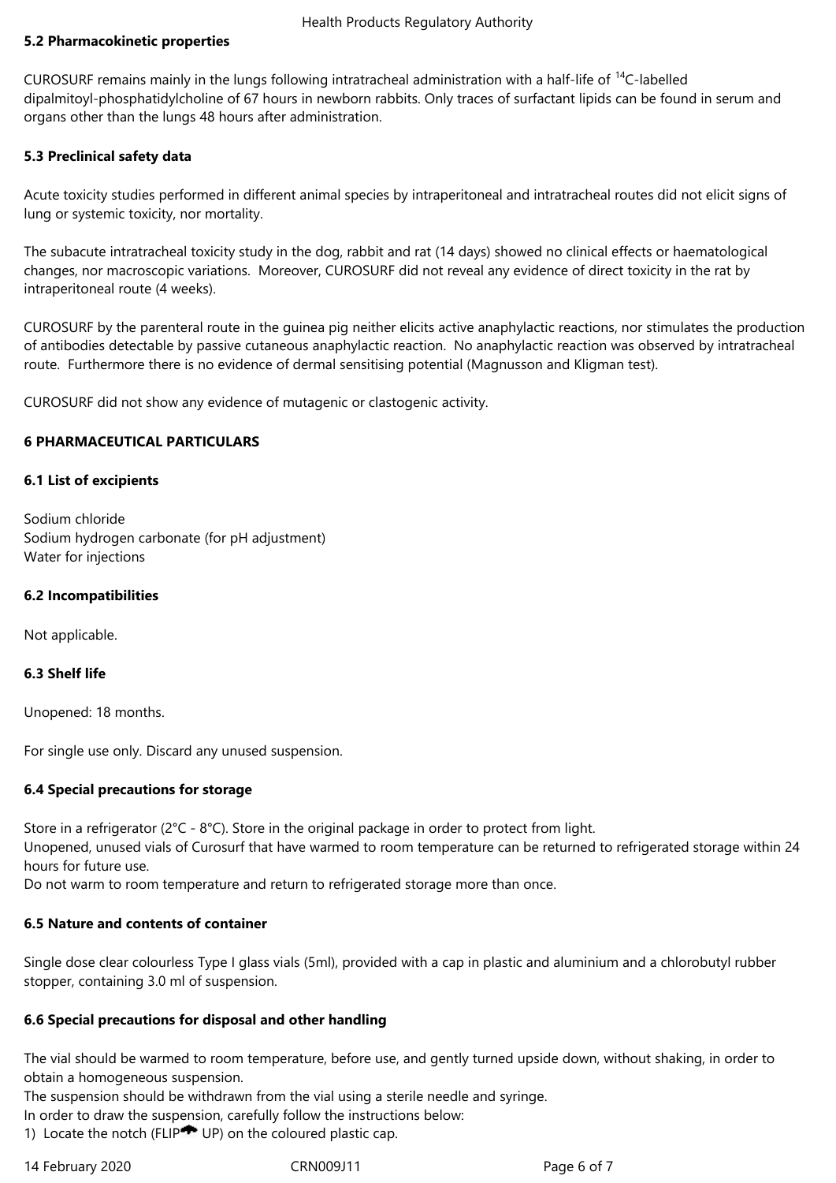### 5.2 Pharmacokinetic properties

CUROSURF remains mainly in the lungs following intratracheal administration with a half-life of $^{14}$C-labelled dipalmitoyl-phosphatidylcholine of 67 hours in newborn rabbits. Only traces of surfactant lipids can be found in serum and organs other than the lungs 48 hours after administration.

### 5.3 Preclinical safety data

Acute toxicity studies performed in different animal species by intraperitoneal and intratracheal routes did not elicit signs of lung or systemic toxicity, nor mortality.

The subacute intratracheal toxicity study in the dog, rabbit and rat (14 days) showed no clinical effects or haematological changes, nor macroscopic variations. Moreover, CUROSURF did not reveal any evidence of direct toxicity in the rat by intraperitoneal route (4 weeks).

CUROSURF by the parenteral route in the guinea pig neither elicits active anaphylactic reactions, nor stimulates the production of antibodies detectable by passive cutaneous anaphylactic reaction. No anaphylactic reaction was observed by intratracheal route. Furthermore there is no evidence of dermal sensitising potential (Magnusson and Kligman test).

CUROSURF did not show any evidence of mutagenic or clastogenic activity.

## 6 PHARMACEUTICAL PARTICULARS

### 6.1 List of excipients

Sodium chloride
Sodium hydrogen carbonate (for pH adjustment)
Water for injections

### 6.2 Incompatibilities

Not applicable.

### 6.3 Shelf life

Unopened: 18 months.

For single use only. Discard any unused suspension.

### 6.4 Special precautions for storage

Store in a refrigerator (2°C - 8°C). Store in the original package in order to protect from light.
Unopened, unused vials of Curosurf that have warmed to room temperature can be returned to refrigerated storage within 24 hours for future use.
Do not warm to room temperature and return to refrigerated storage more than once.

### 6.5 Nature and contents of container

Single dose clear colourless Type I glass vials (5ml), provided with a cap in plastic and aluminium and a chlorobutyl rubber stopper, containing 3.0 ml of suspension.

### 6.6 Special precautions for disposal and other handling

The vial should be warmed to room temperature, before use, and gently turned upside down, without shaking, in order to obtain a homogeneous suspension.
The suspension should be withdrawn from the vial using a sterile needle and syringe.
In order to draw the suspension, carefully follow the instructions below:
1) Locate the notch (FLIP UP) on the coloured plastic cap.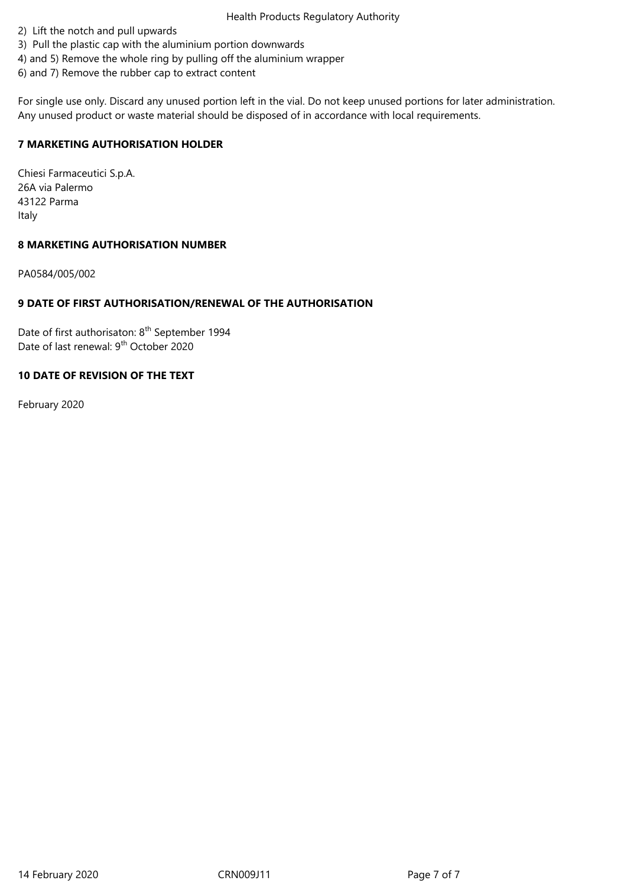2) Lift the notch and pull upwards
3) Pull the plastic cap with the aluminium portion downwards
4) and 5) Remove the whole ring by pulling off the aluminium wrapper
6) and 7) Remove the rubber cap to extract content

For single use only. Discard any unused portion left in the vial. Do not keep unused portions for later administration. Any unused product or waste material should be disposed of in accordance with local requirements.

## 7 MARKETING AUTHORISATION HOLDER

Chiesi Farmaceutici S.p.A.
26A via Palermo
43122 Parma
Italy

## 8 MARKETING AUTHORISATION NUMBER

PA0584/005/002

## 9 DATE OF FIRST AUTHORISATION/RENEWAL OF THE AUTHORISATION

Date of first authorisaton: 8th September 1994
Date of last renewal: 9th October 2020

## 10 DATE OF REVISION OF THE TEXT

February 2020